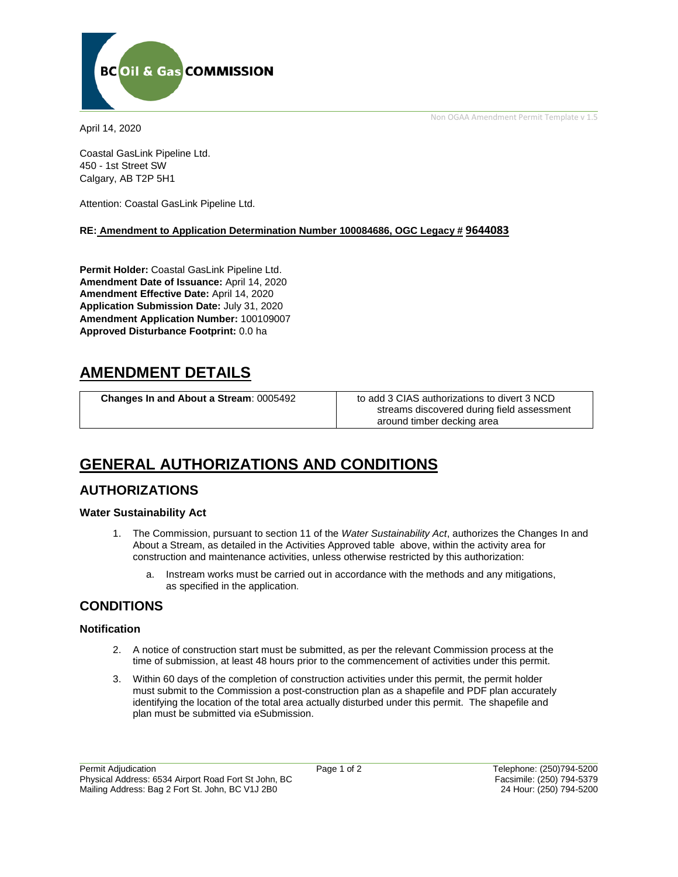Non OGAA Amendment Permit Template v 1.5

April 14, 2020

Coastal GasLink Pipeline Ltd.
450 - 1st Street SW
Calgary, AB T2P 5H1

Attention: Coastal GasLink Pipeline Ltd.

**RE: Amendment to Application Determination Number 100084686, OGC Legacy # 9644083**

**Permit Holder:** Coastal GasLink Pipeline Ltd.
**Amendment Date of Issuance:** April 14, 2020
**Amendment Effective Date:** April 14, 2020
**Application Submission Date:** July 31, 2020
**Amendment Application Number:** 100109007
**Approved Disturbance Footprint:** 0.0 ha

# AMENDMENT DETAILS

| | |
|---|---|
| **Changes In and About a Stream**: 0005492 | to add 3 CIAS authorizations to divert 3 NCD streams discovered during field assessment around timber decking area |

# GENERAL AUTHORIZATIONS AND CONDITIONS

## AUTHORIZATIONS

### Water Sustainability Act

1. The Commission, pursuant to section 11 of the *Water Sustainability Act*, authorizes the Changes In and About a Stream, as detailed in the Activities Approved table above, within the activity area for construction and maintenance activities, unless otherwise restricted by this authorization:
   a. Instream works must be carried out in accordance with the methods and any mitigations, as specified in the application.

## CONDITIONS

### Notification

2. A notice of construction start must be submitted, as per the relevant Commission process at the time of submission, at least 48 hours prior to the commencement of activities under this permit.
3. Within 60 days of the completion of construction activities under this permit, the permit holder must submit to the Commission a post-construction plan as a shapefile and PDF plan accurately identifying the location of the total area actually disturbed under this permit. The shapefile and plan must be submitted via eSubmission.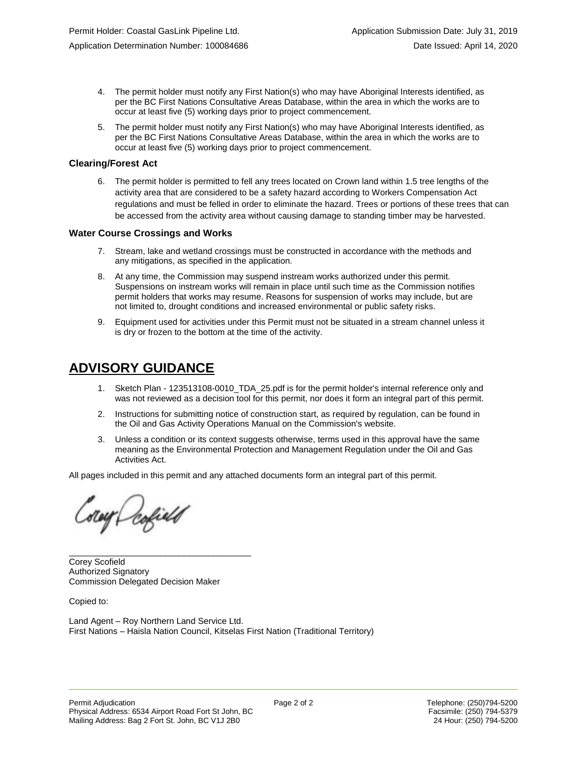4. The permit holder must notify any First Nation(s) who may have Aboriginal Interests identified, as per the BC First Nations Consultative Areas Database, within the area in which the works are to occur at least five (5) working days prior to project commencement.

5. The permit holder must notify any First Nation(s) who may have Aboriginal Interests identified, as per the BC First Nations Consultative Areas Database, within the area in which the works are to occur at least five (5) working days prior to project commencement.

### Clearing/Forest Act

6. The permit holder is permitted to fell any trees located on Crown land within 1.5 tree lengths of the activity area that are considered to be a safety hazard according to Workers Compensation Act regulations and must be felled in order to eliminate the hazard. Trees or portions of these trees that can be accessed from the activity area without causing damage to standing timber may be harvested.

### Water Course Crossings and Works

7. Stream, lake and wetland crossings must be constructed in accordance with the methods and any mitigations, as specified in the application.

8. At any time, the Commission may suspend instream works authorized under this permit. Suspensions on instream works will remain in place until such time as the Commission notifies permit holders that works may resume. Reasons for suspension of works may include, but are not limited to, drought conditions and increased environmental or public safety risks.

9. Equipment used for activities under this Permit must not be situated in a stream channel unless it is dry or frozen to the bottom at the time of the activity.

## ADVISORY GUIDANCE

1. Sketch Plan - 123513108-0010_TDA_25.pdf is for the permit holder's internal reference only and was not reviewed as a decision tool for this permit, nor does it form an integral part of this permit.

2. Instructions for submitting notice of construction start, as required by regulation, can be found in the Oil and Gas Activity Operations Manual on the Commission's website.

3. Unless a condition or its context suggests otherwise, terms used in this approval have the same meaning as the Environmental Protection and Management Regulation under the Oil and Gas Activities Act.

All pages included in this permit and any attached documents form an integral part of this permit.

Corey Scofield
Authorized Signatory
Commission Delegated Decision Maker

Copied to:

Land Agent – Roy Northern Land Service Ltd.
First Nations – Haisla Nation Council, Kitselas First Nation (Traditional Territory)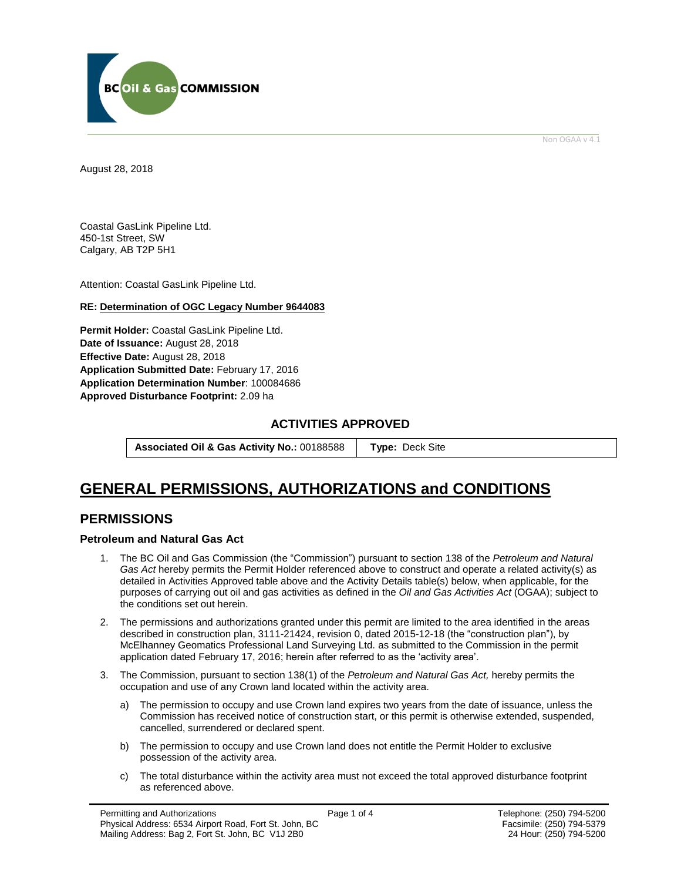August 28, 2018

Coastal GasLink Pipeline Ltd.
450-1st Street, SW
Calgary, AB T2P 5H1

Attention: Coastal GasLink Pipeline Ltd.

**RE: Determination of OGC Legacy Number 9644083**

**Permit Holder:** Coastal GasLink Pipeline Ltd.
**Date of Issuance:** August 28, 2018
**Effective Date:** August 28, 2018
**Application Submitted Date:** February 17, 2016
**Application Determination Number**: 100084686
**Approved Disturbance Footprint:** 2.09 ha

## ACTIVITIES APPROVED

| **Associated Oil & Gas Activity No.:** 00188588 | **Type:** Deck Site |
|---|---|

# GENERAL PERMISSIONS, AUTHORIZATIONS and CONDITIONS

## PERMISSIONS

### Petroleum and Natural Gas Act

1. The BC Oil and Gas Commission (the "Commission") pursuant to section 138 of the *Petroleum and Natural Gas Act* hereby permits the Permit Holder referenced above to construct and operate a related activity(s) as detailed in Activities Approved table above and the Activity Details table(s) below, when applicable, for the purposes of carrying out oil and gas activities as defined in the *Oil and Gas Activities Act* (OGAA); subject to the conditions set out herein.

2. The permissions and authorizations granted under this permit are limited to the area identified in the areas described in construction plan, 3111-21424, revision 0, dated 2015-12-18 (the "construction plan"), by McElhanney Geomatics Professional Land Surveying Ltd. as submitted to the Commission in the permit application dated February 17, 2016; herein after referred to as the 'activity area'.

3. The Commission, pursuant to section 138(1) of the *Petroleum and Natural Gas Act,* hereby permits the occupation and use of any Crown land located within the activity area.

   a) The permission to occupy and use Crown land expires two years from the date of issuance, unless the Commission has received notice of construction start, or this permit is otherwise extended, suspended, cancelled, surrendered or declared spent.

   b) The permission to occupy and use Crown land does not entitle the Permit Holder to exclusive possession of the activity area.

   c) The total disturbance within the activity area must not exceed the total approved disturbance footprint as referenced above.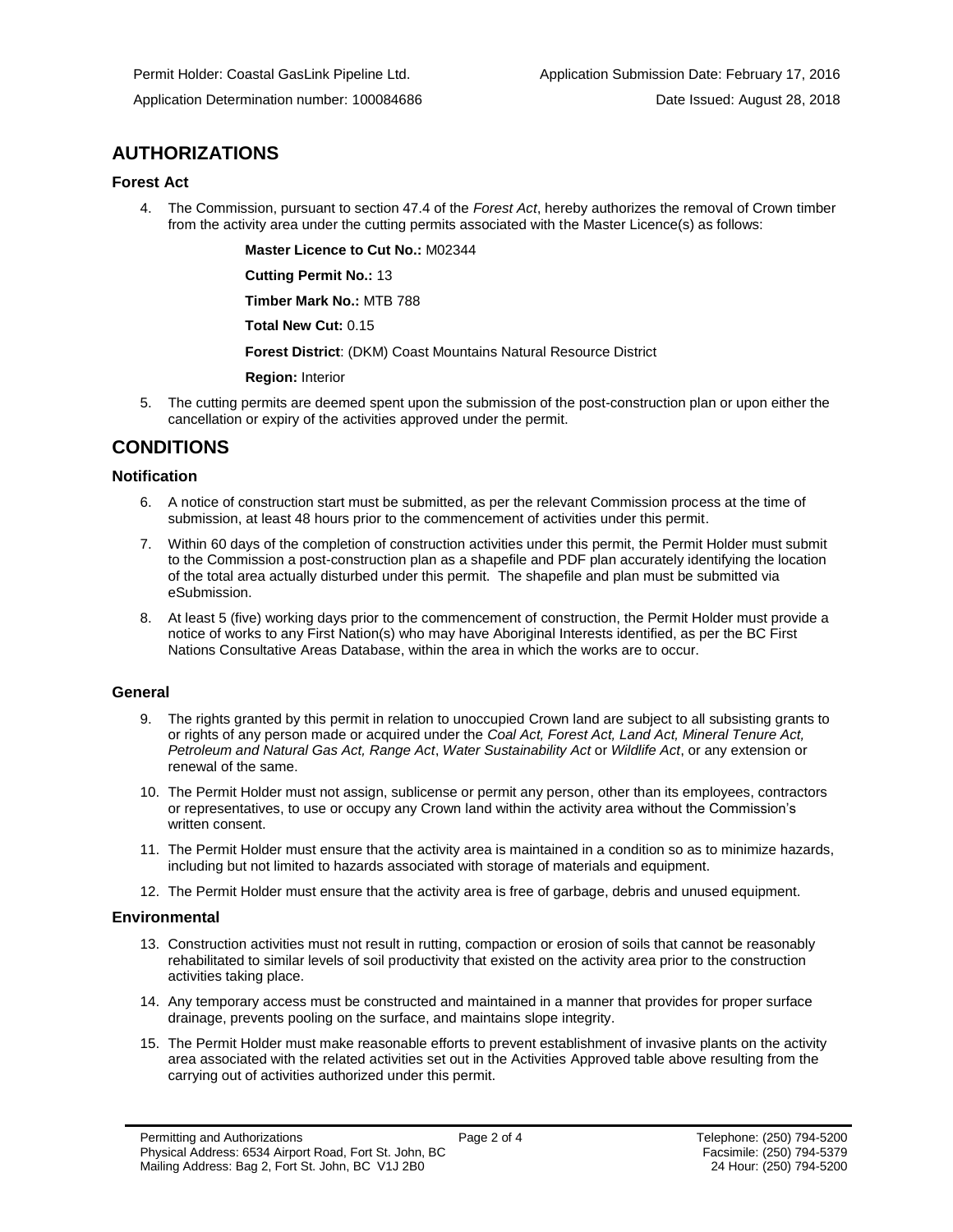Permit Holder: Coastal GasLink Pipeline Ltd.

Application Submission Date: February 17, 2016

Application Determination number: 100084686

Date Issued: August 28, 2018

## AUTHORIZATIONS

### Forest Act

4. The Commission, pursuant to section 47.4 of the *Forest Act*, hereby authorizes the removal of Crown timber from the activity area under the cutting permits associated with the Master Licence(s) as follows:

   **Master Licence to Cut No.:** M02344

   **Cutting Permit No.:** 13

   **Timber Mark No.:** MTB 788

   **Total New Cut:** 0.15

   **Forest District**: (DKM) Coast Mountains Natural Resource District

   **Region:** Interior

5. The cutting permits are deemed spent upon the submission of the post-construction plan or upon either the cancellation or expiry of the activities approved under the permit.

## CONDITIONS

### Notification

6. A notice of construction start must be submitted, as per the relevant Commission process at the time of submission, at least 48 hours prior to the commencement of activities under this permit.

7. Within 60 days of the completion of construction activities under this permit, the Permit Holder must submit to the Commission a post-construction plan as a shapefile and PDF plan accurately identifying the location of the total area actually disturbed under this permit. The shapefile and plan must be submitted via eSubmission.

8. At least 5 (five) working days prior to the commencement of construction, the Permit Holder must provide a notice of works to any First Nation(s) who may have Aboriginal Interests identified, as per the BC First Nations Consultative Areas Database, within the area in which the works are to occur.

### General

9. The rights granted by this permit in relation to unoccupied Crown land are subject to all subsisting grants to or rights of any person made or acquired under the *Coal Act, Forest Act, Land Act, Mineral Tenure Act, Petroleum and Natural Gas Act, Range Act*, *Water Sustainability Act* or *Wildlife Act*, or any extension or renewal of the same.

10. The Permit Holder must not assign, sublicense or permit any person, other than its employees, contractors or representatives, to use or occupy any Crown land within the activity area without the Commission's written consent.

11. The Permit Holder must ensure that the activity area is maintained in a condition so as to minimize hazards, including but not limited to hazards associated with storage of materials and equipment.

12. The Permit Holder must ensure that the activity area is free of garbage, debris and unused equipment.

### Environmental

13. Construction activities must not result in rutting, compaction or erosion of soils that cannot be reasonably rehabilitated to similar levels of soil productivity that existed on the activity area prior to the construction activities taking place.

14. Any temporary access must be constructed and maintained in a manner that provides for proper surface drainage, prevents pooling on the surface, and maintains slope integrity.

15. The Permit Holder must make reasonable efforts to prevent establishment of invasive plants on the activity area associated with the related activities set out in the Activities Approved table above resulting from the carrying out of activities authorized under this permit.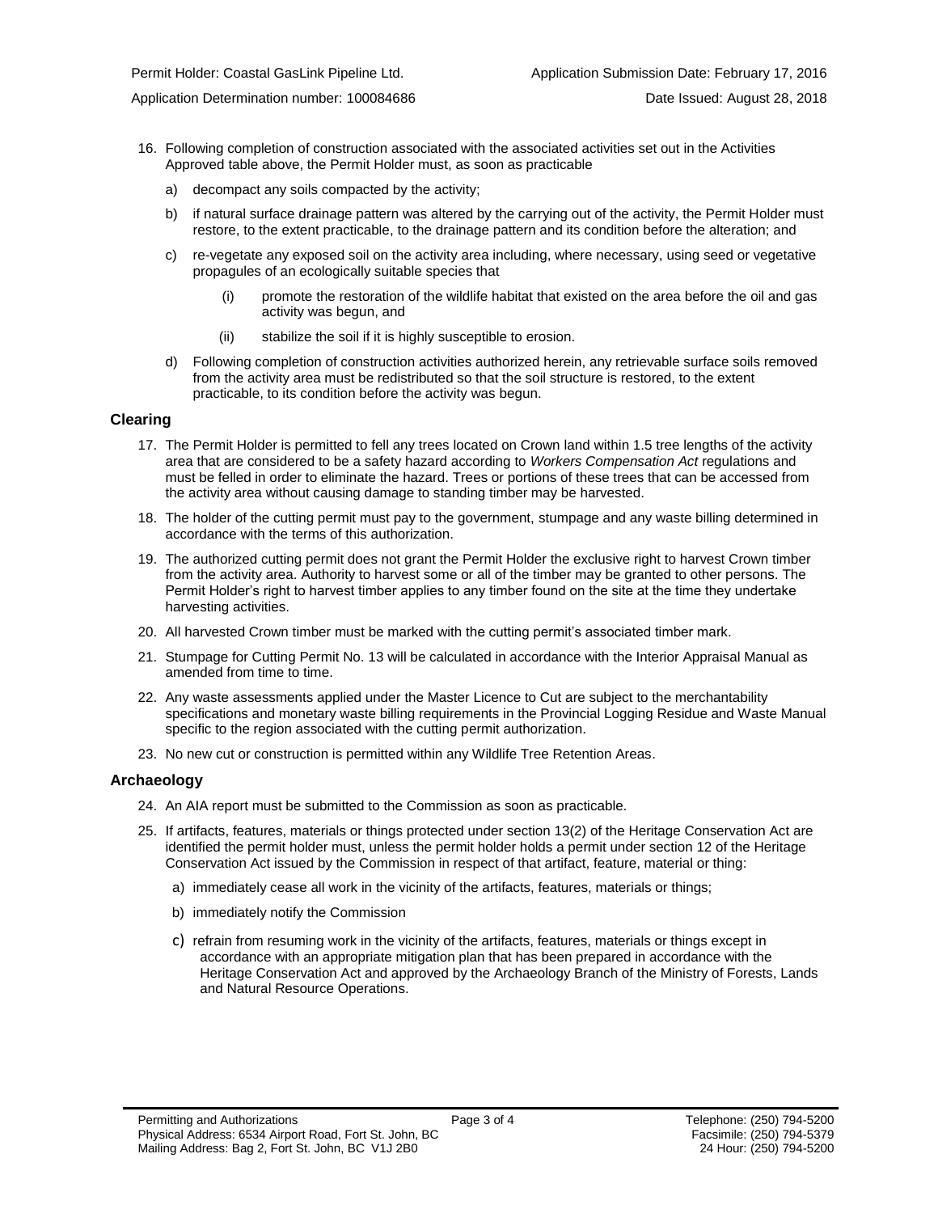16. Following completion of construction associated with the associated activities set out in the Activities Approved table above, the Permit Holder must, as soon as practicable

    a) decompact any soils compacted by the activity;

    b) if natural surface drainage pattern was altered by the carrying out of the activity, the Permit Holder must restore, to the extent practicable, to the drainage pattern and its condition before the alteration; and

    c) re-vegetate any exposed soil on the activity area including, where necessary, using seed or vegetative propagules of an ecologically suitable species that

        (i) promote the restoration of the wildlife habitat that existed on the area before the oil and gas activity was begun, and

        (ii) stabilize the soil if it is highly susceptible to erosion.

    d) Following completion of construction activities authorized herein, any retrievable surface soils removed from the activity area must be redistributed so that the soil structure is restored, to the extent practicable, to its condition before the activity was begun.

### Clearing

17. The Permit Holder is permitted to fell any trees located on Crown land within 1.5 tree lengths of the activity area that are considered to be a safety hazard according to *Workers Compensation Act* regulations and must be felled in order to eliminate the hazard. Trees or portions of these trees that can be accessed from the activity area without causing damage to standing timber may be harvested.

18. The holder of the cutting permit must pay to the government, stumpage and any waste billing determined in accordance with the terms of this authorization.

19. The authorized cutting permit does not grant the Permit Holder the exclusive right to harvest Crown timber from the activity area. Authority to harvest some or all of the timber may be granted to other persons. The Permit Holder's right to harvest timber applies to any timber found on the site at the time they undertake harvesting activities.

20. All harvested Crown timber must be marked with the cutting permit's associated timber mark.

21. Stumpage for Cutting Permit No. 13 will be calculated in accordance with the Interior Appraisal Manual as amended from time to time.

22. Any waste assessments applied under the Master Licence to Cut are subject to the merchantability specifications and monetary waste billing requirements in the Provincial Logging Residue and Waste Manual specific to the region associated with the cutting permit authorization.

23. No new cut or construction is permitted within any Wildlife Tree Retention Areas.

### Archaeology

24. An AIA report must be submitted to the Commission as soon as practicable.

25. If artifacts, features, materials or things protected under section 13(2) of the Heritage Conservation Act are identified the permit holder must, unless the permit holder holds a permit under section 12 of the Heritage Conservation Act issued by the Commission in respect of that artifact, feature, material or thing:

    a) immediately cease all work in the vicinity of the artifacts, features, materials or things;

    b) immediately notify the Commission

    c) refrain from resuming work in the vicinity of the artifacts, features, materials or things except in accordance with an appropriate mitigation plan that has been prepared in accordance with the Heritage Conservation Act and approved by the Archaeology Branch of the Ministry of Forests, Lands and Natural Resource Operations.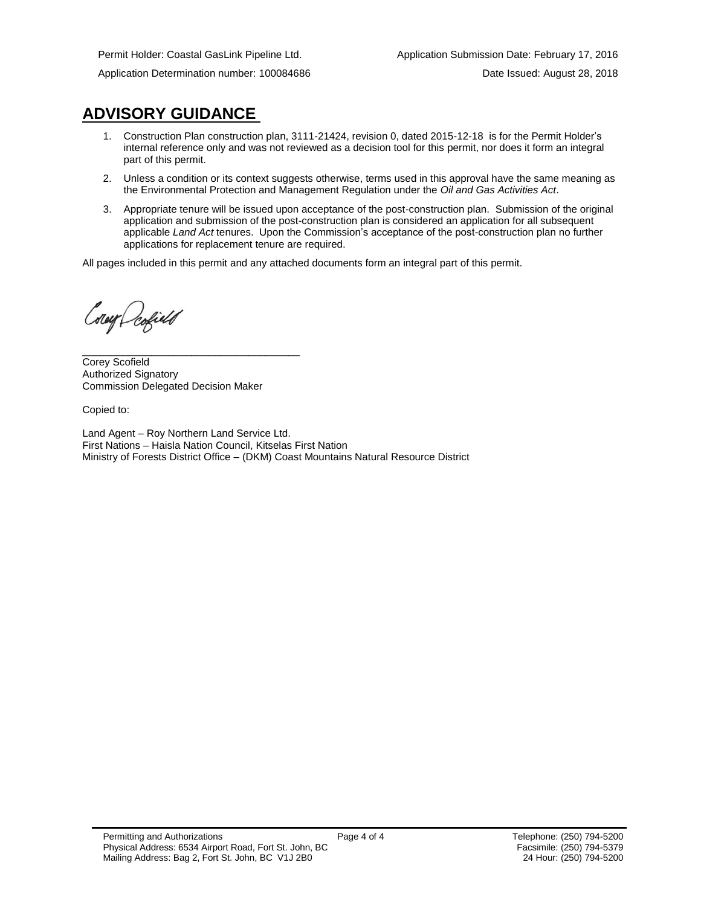Permit Holder: Coastal GasLink Pipeline Ltd.
Application Submission Date: February 17, 2016
Application Determination number: 100084686
Date Issued: August 28, 2018

## ADVISORY GUIDANCE

1. Construction Plan construction plan, 3111-21424, revision 0, dated 2015-12-18 is for the Permit Holder's internal reference only and was not reviewed as a decision tool for this permit, nor does it form an integral part of this permit.
2. Unless a condition or its context suggests otherwise, terms used in this approval have the same meaning as the Environmental Protection and Management Regulation under the *Oil and Gas Activities Act*.
3. Appropriate tenure will be issued upon acceptance of the post-construction plan. Submission of the original application and submission of the post-construction plan is considered an application for all subsequent applicable *Land Act* tenures. Upon the Commission's acceptance of the post-construction plan no further applications for replacement tenure are required.

All pages included in this permit and any attached documents form an integral part of this permit.

______________________________________
Corey Scofield
Authorized Signatory
Commission Delegated Decision Maker

Copied to:

Land Agent – Roy Northern Land Service Ltd.
First Nations – Haisla Nation Council, Kitselas First Nation
Ministry of Forests District Office – (DKM) Coast Mountains Natural Resource District